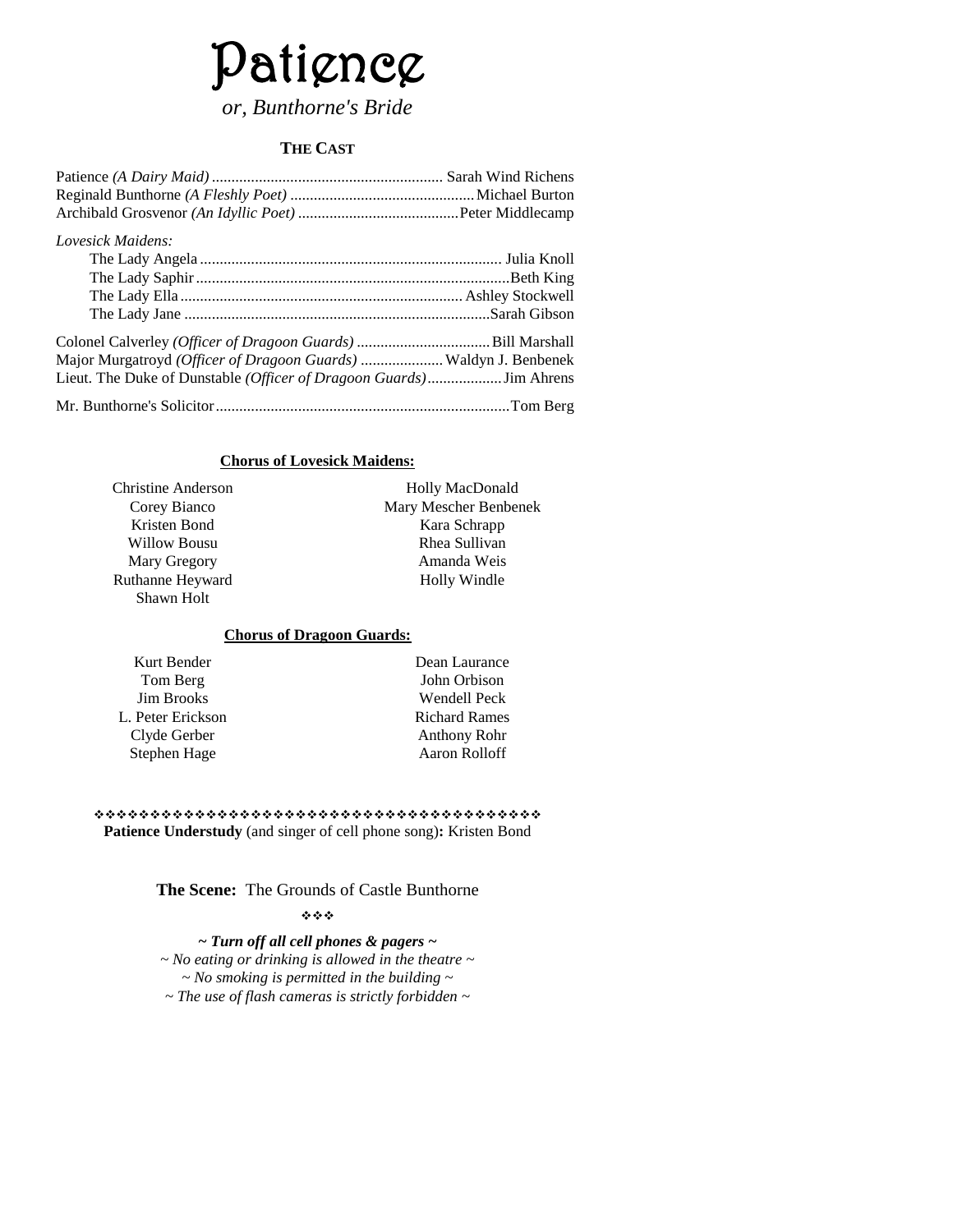# Patience

*or, Bunthorne's Bride*

## THE CAST

Patience *(A Dairy Maid)* .......... Sarah Wind Richens
Reginald Bunthorne *(A Fleshly Poet)* .......... Michael Burton
Archibald Grosvenor *(An Idyllic Poet)* .......... Peter Middlecamp

*Lovesick Maidens:*

The Lady Angela .......... Julia Knoll
The Lady Saphir .......... Beth King
The Lady Ella .......... Ashley Stockwell
The Lady Jane .......... Sarah Gibson

Colonel Calverley *(Officer of Dragoon Guards)* .......... Bill Marshall
Major Murgatroyd *(Officer of Dragoon Guards)* .......... Waldyn J. Benbenek
Lieut. The Duke of Dunstable *(Officer of Dragoon Guards)* .......... Jim Ahrens

Mr. Bunthorne's Solicitor .......... Tom Berg

**Chorus of Lovesick Maidens:**

Christine Anderson
Corey Bianco
Kristen Bond
Willow Bousu
Mary Gregory
Ruthanne Heyward
Shawn Holt
Holly MacDonald
Mary Mescher Benbenek
Kara Schrapp
Rhea Sullivan
Amanda Weis
Holly Windle

**Chorus of Dragoon Guards:**

Kurt Bender
Tom Berg
Jim Brooks
L. Peter Erickson
Clyde Gerber
Stephen Hage
Dean Laurance
John Orbison
Wendell Peck
Richard Rames
Anthony Rohr
Aaron Rolloff

❖❖❖❖❖❖❖❖❖❖❖❖❖❖❖❖❖❖❖❖❖❖❖❖❖❖❖❖❖❖❖❖❖❖❖❖❖❖❖❖

**Patience Understudy** (and singer of cell phone song)**:** Kristen Bond

**The Scene:** The Grounds of Castle Bunthorne

❖❖❖

***~ Turn off all cell phones & pagers ~***

*~ No eating or drinking is allowed in the theatre ~*

*~ No smoking is permitted in the building ~*

*~ The use of flash cameras is strictly forbidden ~*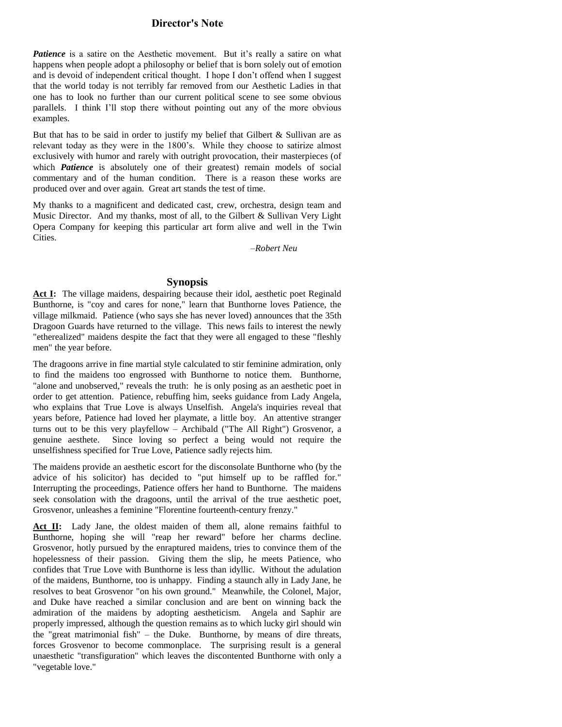## Director's Note

***Patience*** is a satire on the Aesthetic movement. But it's really a satire on what happens when people adopt a philosophy or belief that is born solely out of emotion and is devoid of independent critical thought. I hope I don't offend when I suggest that the world today is not terribly far removed from our Aesthetic Ladies in that one has to look no further than our current political scene to see some obvious parallels. I think I'll stop there without pointing out any of the more obvious examples.

But that has to be said in order to justify my belief that Gilbert & Sullivan are as relevant today as they were in the 1800's. While they choose to satirize almost exclusively with humor and rarely with outright provocation, their masterpieces (of which ***Patience*** is absolutely one of their greatest) remain models of social commentary and of the human condition. There is a reason these works are produced over and over again. Great art stands the test of time.

My thanks to a magnificent and dedicated cast, crew, orchestra, design team and Music Director. And my thanks, most of all, to the Gilbert & Sullivan Very Light Opera Company for keeping this particular art form alive and well in the Twin Cities.

*–Robert Neu*

## Synopsis

**Act I:** The village maidens, despairing because their idol, aesthetic poet Reginald Bunthorne, is "coy and cares for none," learn that Bunthorne loves Patience, the village milkmaid. Patience (who says she has never loved) announces that the 35th Dragoon Guards have returned to the village. This news fails to interest the newly "etherealized" maidens despite the fact that they were all engaged to these "fleshly men" the year before.

The dragoons arrive in fine martial style calculated to stir feminine admiration, only to find the maidens too engrossed with Bunthorne to notice them. Bunthorne, "alone and unobserved," reveals the truth: he is only posing as an aesthetic poet in order to get attention. Patience, rebuffing him, seeks guidance from Lady Angela, who explains that True Love is always Unselfish. Angela's inquiries reveal that years before, Patience had loved her playmate, a little boy. An attentive stranger turns out to be this very playfellow – Archibald ("The All Right") Grosvenor, a genuine aesthete. Since loving so perfect a being would not require the unselfishness specified for True Love, Patience sadly rejects him.

The maidens provide an aesthetic escort for the disconsolate Bunthorne who (by the advice of his solicitor) has decided to "put himself up to be raffled for." Interrupting the proceedings, Patience offers her hand to Bunthorne. The maidens seek consolation with the dragoons, until the arrival of the true aesthetic poet, Grosvenor, unleashes a feminine "Florentine fourteenth-century frenzy."

**Act II:** Lady Jane, the oldest maiden of them all, alone remains faithful to Bunthorne, hoping she will "reap her reward" before her charms decline. Grosvenor, hotly pursued by the enraptured maidens, tries to convince them of the hopelessness of their passion. Giving them the slip, he meets Patience, who confides that True Love with Bunthorne is less than idyllic. Without the adulation of the maidens, Bunthorne, too is unhappy. Finding a staunch ally in Lady Jane, he resolves to beat Grosvenor "on his own ground." Meanwhile, the Colonel, Major, and Duke have reached a similar conclusion and are bent on winning back the admiration of the maidens by adopting aestheticism. Angela and Saphir are properly impressed, although the question remains as to which lucky girl should win the "great matrimonial fish" – the Duke. Bunthorne, by means of dire threats, forces Grosvenor to become commonplace. The surprising result is a general unaesthetic "transfiguration" which leaves the discontented Bunthorne with only a "vegetable love."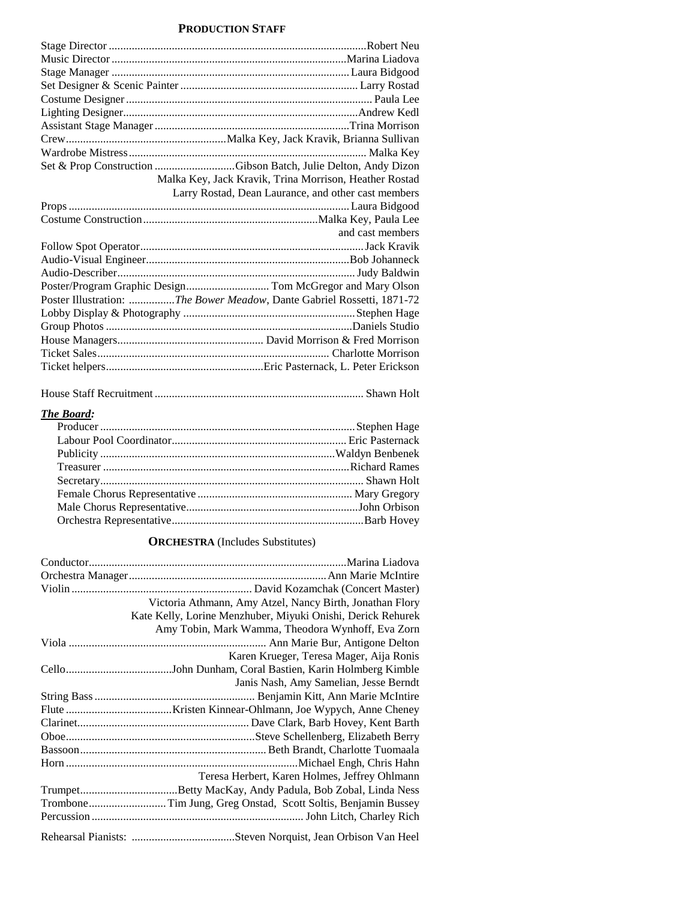## PRODUCTION STAFF

| | |
|---|---|
| Stage Director | Robert Neu |
| Music Director | Marina Liadova |
| Stage Manager | Laura Bidgood |
| Set Designer & Scenic Painter | Larry Rostad |
| Costume Designer | Paula Lee |
| Lighting Designer | Andrew Kedl |
| Assistant Stage Manager | Trina Morrison |
| Crew | Malka Key, Jack Kravik, Brianna Sullivan |
| Wardrobe Mistress | Malka Key |
| Set & Prop Construction | Gibson Batch, Julie Delton, Andy Dizon<br>Malka Key, Jack Kravik, Trina Morrison, Heather Rostad<br>Larry Rostad, Dean Laurance, and other cast members |
| Props | Laura Bidgood |
| Costume Construction | Malka Key, Paula Lee<br>and cast members |
| Follow Spot Operator | Jack Kravik |
| Audio-Visual Engineer | Bob Johanneck |
| Audio-Describer | Judy Baldwin |
| Poster/Program Graphic Design | Tom McGregor and Mary Olson |
| Poster Illustration: | *The Bower Meadow*, Dante Gabriel Rossetti, 1871-72 |
| Lobby Display & Photography | Stephen Hage |
| Group Photos | Daniels Studio |
| House Managers | David Morrison & Fred Morrison |
| Ticket Sales | Charlotte Morrison |
| Ticket helpers | Eric Pasternack, L. Peter Erickson |
| House Staff Recruitment | Shawn Holt |

***The Board:***

| | |
|---|---|
| Producer | Stephen Hage |
| Labour Pool Coordinator | Eric Pasternack |
| Publicity | Waldyn Benbenek |
| Treasurer | Richard Rames |
| Secretary | Shawn Holt |
| Female Chorus Representative | Mary Gregory |
| Male Chorus Representative | John Orbison |
| Orchestra Representative | Barb Hovey |

## ORCHESTRA (Includes Substitutes)

| | |
|---|---|
| Conductor | Marina Liadova |
| Orchestra Manager | Ann Marie McIntire |
| Violin | David Kozamchak (Concert Master)<br>Victoria Athmann, Amy Atzel, Nancy Birth, Jonathan Flory<br>Kate Kelly, Lorine Menzhuber, Miyuki Onishi, Derick Rehurek<br>Amy Tobin, Mark Wamma, Theodora Wynhoff, Eva Zorn |
| Viola | Ann Marie Bur, Antigone Delton<br>Karen Krueger, Teresa Mager, Aija Ronis |
| Cello | John Dunham, Coral Bastien, Karin Holmberg Kimble<br>Janis Nash, Amy Samelian, Jesse Berndt |
| String Bass | Benjamin Kitt, Ann Marie McIntire |
| Flute | Kristen Kinnear-Ohlmann, Joe Wypych, Anne Cheney |
| Clarinet | Dave Clark, Barb Hovey, Kent Barth |
| Oboe | Steve Schellenberg, Elizabeth Berry |
| Bassoon | Beth Brandt, Charlotte Tuomaala |
| Horn | Michael Engh, Chris Hahn<br>Teresa Herbert, Karen Holmes, Jeffrey Ohlmann |
| Trumpet | Betty MacKay, Andy Padula, Bob Zobal, Linda Ness |
| Trombone | Tim Jung, Greg Onstad, Scott Soltis, Benjamin Bussey |
| Percussion | John Litch, Charley Rich |
| Rehearsal Pianists: | Steven Norquist, Jean Orbison Van Heel |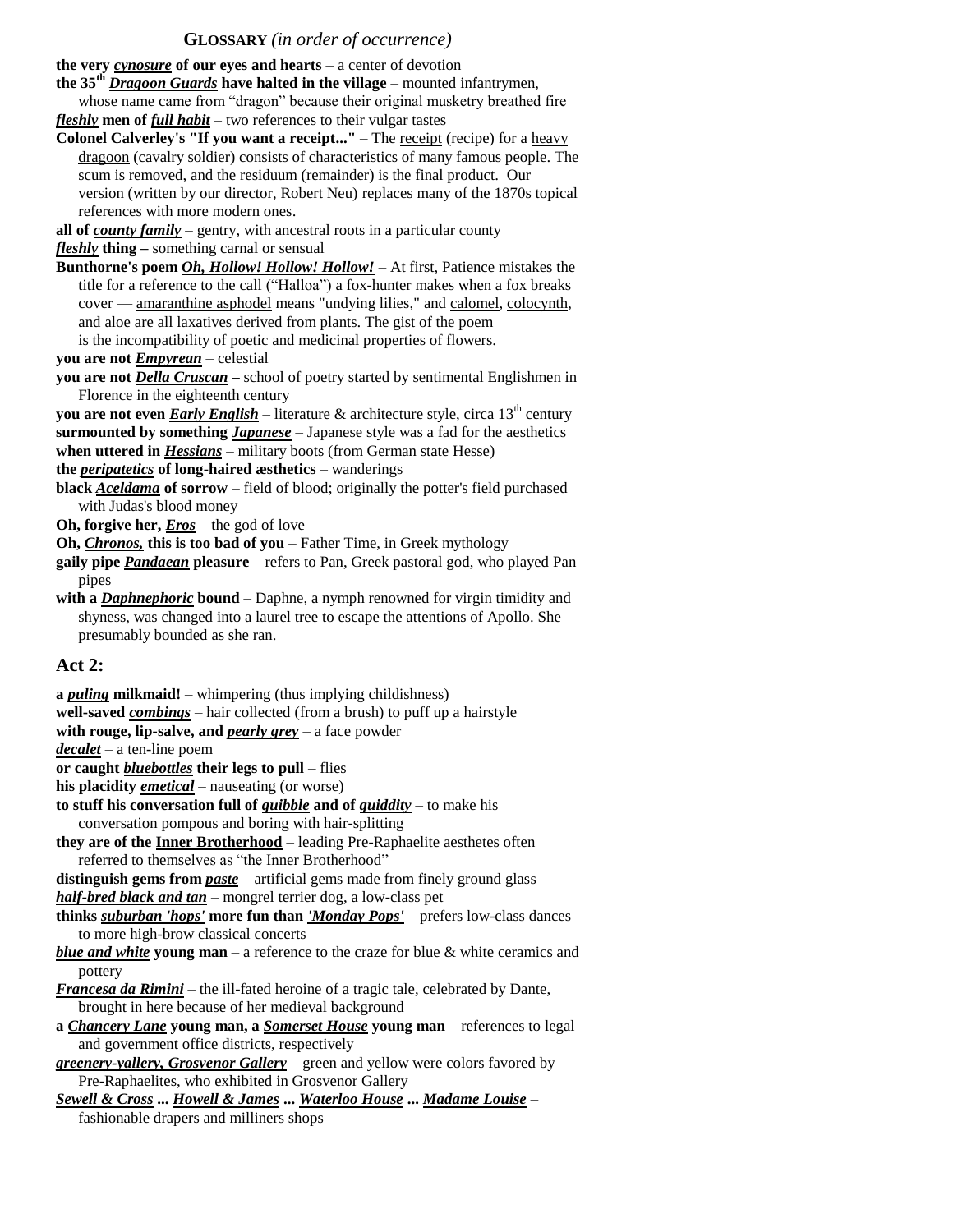## GLOSSARY *(in order of occurrence)*

**the very *cynosure* of our eyes and hearts** – a center of devotion

**the 35th *Dragoon Guards* have halted in the village** – mounted infantrymen, whose name came from "dragon" because their original musketry breathed fire

***fleshly* men of *full habit*** – two references to their vulgar tastes

**Colonel Calverley's "If you want a receipt..."** – The receipt (recipe) for a heavy dragoon (cavalry soldier) consists of characteristics of many famous people. The scum is removed, and the residuum (remainder) is the final product. Our version (written by our director, Robert Neu) replaces many of the 1870s topical references with more modern ones.

**all of *county family*** – gentry, with ancestral roots in a particular county

***fleshly* thing –** something carnal or sensual

**Bunthorne's poem *Oh, Hollow! Hollow! Hollow!*** – At first, Patience mistakes the title for a reference to the call ("Halloa") a fox-hunter makes when a fox breaks cover — amaranthine asphodel means "undying lilies," and calomel, colocynth, and aloe are all laxatives derived from plants. The gist of the poem is the incompatibility of poetic and medicinal properties of flowers.

**you are not *Empyrean*** – celestial

**you are not *Della Cruscan* –** school of poetry started by sentimental Englishmen in Florence in the eighteenth century

**you are not even *Early English*** – literature & architecture style, circa 13th century

**surmounted by something *Japanese*** – Japanese style was a fad for the aesthetics

**when uttered in *Hessians*** – military boots (from German state Hesse)

**the *peripatetics* of long-haired æsthetics** – wanderings

**black *Aceldama* of sorrow** – field of blood; originally the potter's field purchased with Judas's blood money

**Oh, forgive her, *Eros*** – the god of love

**Oh, *Chronos,* this is too bad of you** – Father Time, in Greek mythology

**gaily pipe *Pandaean* pleasure** – refers to Pan, Greek pastoral god, who played Pan pipes

**with a *Daphnephoric* bound** – Daphne, a nymph renowned for virgin timidity and shyness, was changed into a laurel tree to escape the attentions of Apollo. She presumably bounded as she ran.

## Act 2:

**a *puling* milkmaid!** – whimpering (thus implying childishness)

**well-saved *combings*** – hair collected (from a brush) to puff up a hairstyle

**with rouge, lip-salve, and *pearly grey*** – a face powder

***decalet*** – a ten-line poem

**or caught *bluebottles* their legs to pull** – flies

**his placidity *emetical*** – nauseating (or worse)

**to stuff his conversation full of *quibble* and of *quiddity*** – to make his conversation pompous and boring with hair-splitting

**they are of the Inner Brotherhood** – leading Pre-Raphaelite aesthetes often referred to themselves as "the Inner Brotherhood"

**distinguish gems from *paste*** – artificial gems made from finely ground glass

***half-bred black and tan*** – mongrel terrier dog, a low-class pet

**thinks *suburban 'hops'* more fun than *'Monday Pops'*** – prefers low-class dances to more high-brow classical concerts

***blue and white* young man** – a reference to the craze for blue & white ceramics and pottery

***Francesa da Rimini*** – the ill-fated heroine of a tragic tale, celebrated by Dante, brought in here because of her medieval background

**a *Chancery Lane* young man, a *Somerset House* young man** – references to legal and government office districts, respectively

***greenery-yallery, Grosvenor Gallery*** – green and yellow were colors favored by Pre-Raphaelites, who exhibited in Grosvenor Gallery

***Sewell & Cross ... Howell & James ... Waterloo House ... Madame Louise*** – fashionable drapers and milliners shops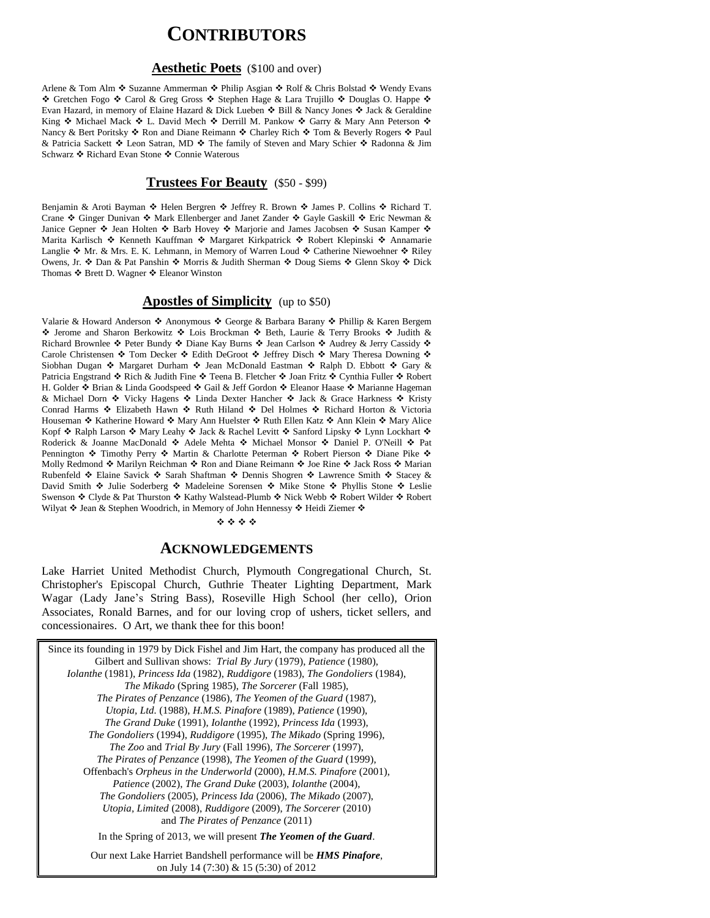# CONTRIBUTORS

## Aesthetic Poets (\$100 and over)

Arlene & Tom Alm ❖ Suzanne Ammerman ❖ Philip Asgian ❖ Rolf & Chris Bolstad ❖ Wendy Evans ❖ Gretchen Fogo ❖ Carol & Greg Gross ❖ Stephen Hage & Lara Trujillo ❖ Douglas O. Happe ❖ Evan Hazard, in memory of Elaine Hazard & Dick Lueben ❖ Bill & Nancy Jones ❖ Jack & Geraldine King ❖ Michael Mack ❖ L. David Mech ❖ Derrill M. Pankow ❖ Garry & Mary Ann Peterson ❖ Nancy & Bert Poritsky ❖ Ron and Diane Reimann ❖ Charley Rich ❖ Tom & Beverly Rogers ❖ Paul & Patricia Sackett ❖ Leon Satran, MD ❖ The family of Steven and Mary Schier ❖ Radonna & Jim Schwarz ❖ Richard Evan Stone ❖ Connie Waterous

## Trustees For Beauty (\$50 - \$99)

Benjamin & Aroti Bayman ❖ Helen Bergren ❖ Jeffrey R. Brown ❖ James P. Collins ❖ Richard T. Crane ❖ Ginger Dunivan ❖ Mark Ellenberger and Janet Zander ❖ Gayle Gaskill ❖ Eric Newman & Janice Gepner ❖ Jean Holten ❖ Barb Hovey ❖ Marjorie and James Jacobsen ❖ Susan Kamper ❖ Marita Karlisch ❖ Kenneth Kauffman ❖ Margaret Kirkpatrick ❖ Robert Klepinski ❖ Annamarie Langlie ❖ Mr. & Mrs. E. K. Lehmann, in Memory of Warren Loud ❖ Catherine Niewoehner ❖ Riley Owens, Jr. ❖ Dan & Pat Panshin ❖ Morris & Judith Sherman ❖ Doug Siems ❖ Glenn Skoy ❖ Dick Thomas ❖ Brett D. Wagner ❖ Eleanor Winston

## Apostles of Simplicity (up to \$50)

Valarie & Howard Anderson ❖ Anonymous ❖ George & Barbara Barany ❖ Phillip & Karen Bergem ❖ Jerome and Sharon Berkowitz ❖ Lois Brockman ❖ Beth, Laurie & Terry Brooks ❖ Judith & Richard Brownlee ❖ Peter Bundy ❖ Diane Kay Burns ❖ Jean Carlson ❖ Audrey & Jerry Cassidy ❖ Carole Christensen ❖ Tom Decker ❖ Edith DeGroot ❖ Jeffrey Disch ❖ Mary Theresa Downing ❖ Siobhan Dugan ❖ Margaret Durham ❖ Jean McDonald Eastman ❖ Ralph D. Ebbott ❖ Gary & Patricia Engstrand ❖ Rich & Judith Fine ❖ Teena B. Fletcher ❖ Joan Fritz ❖ Cynthia Fuller ❖ Robert H. Golder ❖ Brian & Linda Goodspeed ❖ Gail & Jeff Gordon ❖ Eleanor Haase ❖ Marianne Hageman & Michael Dorn ❖ Vicky Hagens ❖ Linda Dexter Hancher ❖ Jack & Grace Harkness ❖ Kristy Conrad Harms ❖ Elizabeth Hawn ❖ Ruth Hiland ❖ Del Holmes ❖ Richard Horton & Victoria Houseman ❖ Katherine Howard ❖ Mary Ann Huelster ❖ Ruth Ellen Katz ❖ Ann Klein ❖ Mary Alice Kopf ❖ Ralph Larson ❖ Mary Leahy ❖ Jack & Rachel Levitt ❖ Sanford Lipsky ❖ Lynn Lockhart ❖ Roderick & Joanne MacDonald ❖ Adele Mehta ❖ Michael Monsor ❖ Daniel P. O'Neill ❖ Pat Pennington ❖ Timothy Perry ❖ Martin & Charlotte Peterman ❖ Robert Pierson ❖ Diane Pike ❖ Molly Redmond ❖ Marilyn Reichman ❖ Ron and Diane Reimann ❖ Joe Rine ❖ Jack Ross ❖ Marian Rubenfeld ❖ Elaine Savick ❖ Sarah Shaftman ❖ Dennis Shogren ❖ Lawrence Smith ❖ Stacey & David Smith ❖ Julie Soderberg ❖ Madeleine Sorensen ❖ Mike Stone ❖ Phyllis Stone ❖ Leslie Swenson ❖ Clyde & Pat Thurston ❖ Kathy Walstead-Plumb ❖ Nick Webb ❖ Robert Wilder ❖ Robert Wilyat ❖ Jean & Stephen Woodrich, in Memory of John Hennessy ❖ Heidi Ziemer ❖

❖ ❖ ❖ ❖

# ACKNOWLEDGEMENTS

Lake Harriet United Methodist Church, Plymouth Congregational Church, St. Christopher's Episcopal Church, Guthrie Theater Lighting Department, Mark Wagar (Lady Jane's String Bass), Roseville High School (her cello), Orion Associates, Ronald Barnes, and for our loving crop of ushers, ticket sellers, and concessionaires. O Art, we thank thee for this boon!

Since its founding in 1979 by Dick Fishel and Jim Hart, the company has produced all the Gilbert and Sullivan shows: *Trial By Jury* (1979), *Patience* (1980), *Iolanthe* (1981), *Princess Ida* (1982), *Ruddigore* (1983), *The Gondoliers* (1984), *The Mikado* (Spring 1985), *The Sorcerer* (Fall 1985), *The Pirates of Penzance* (1986), *The Yeomen of the Guard* (1987), *Utopia, Ltd.* (1988), *H.M.S. Pinafore* (1989), *Patience* (1990), *The Grand Duke* (1991), *Iolanthe* (1992), *Princess Ida* (1993), *The Gondoliers* (1994), *Ruddigore* (1995), *The Mikado* (Spring 1996), *The Zoo* and *Trial By Jury* (Fall 1996), *The Sorcerer* (1997), *The Pirates of Penzance* (1998), *The Yeomen of the Guard* (1999), Offenbach's *Orpheus in the Underworld* (2000), *H.M.S. Pinafore* (2001), *Patience* (2002), *The Grand Duke* (2003), *Iolanthe* (2004), *The Gondoliers* (2005), *Princess Ida* (2006), *The Mikado* (2007), *Utopia, Limited* (2008), *Ruddigore* (2009), *The Sorcerer* (2010) and *The Pirates of Penzance* (2011)

In the Spring of 2013, we will present ***The Yeomen of the Guard***.

Our next Lake Harriet Bandshell performance will be ***HMS Pinafore***, on July 14 (7:30) & 15 (5:30) of 2012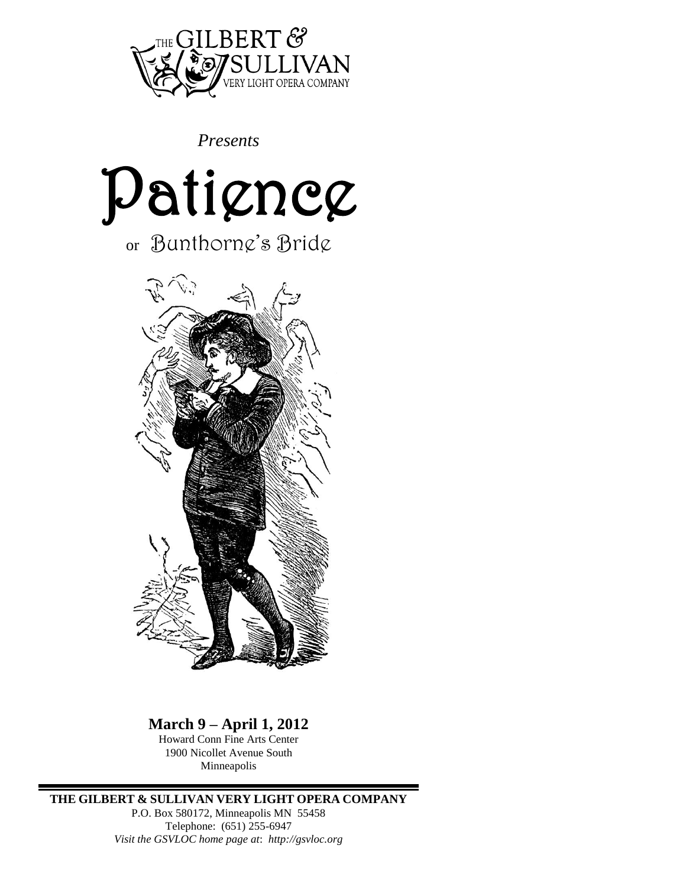THE GILBERT & SULLIVAN VERY LIGHT OPERA COMPANY

*Presents*

# Patience

or Bunthorne's Bride

**March 9 – April 1, 2012**

Howard Conn Fine Arts Center
1900 Nicollet Avenue South
Minneapolis

---

**THE GILBERT & SULLIVAN VERY LIGHT OPERA COMPANY**

P.O. Box 580172, Minneapolis MN 55458
Telephone: (651) 255-6947
*Visit the GSVLOC home page at*: *http://gsvloc.org*